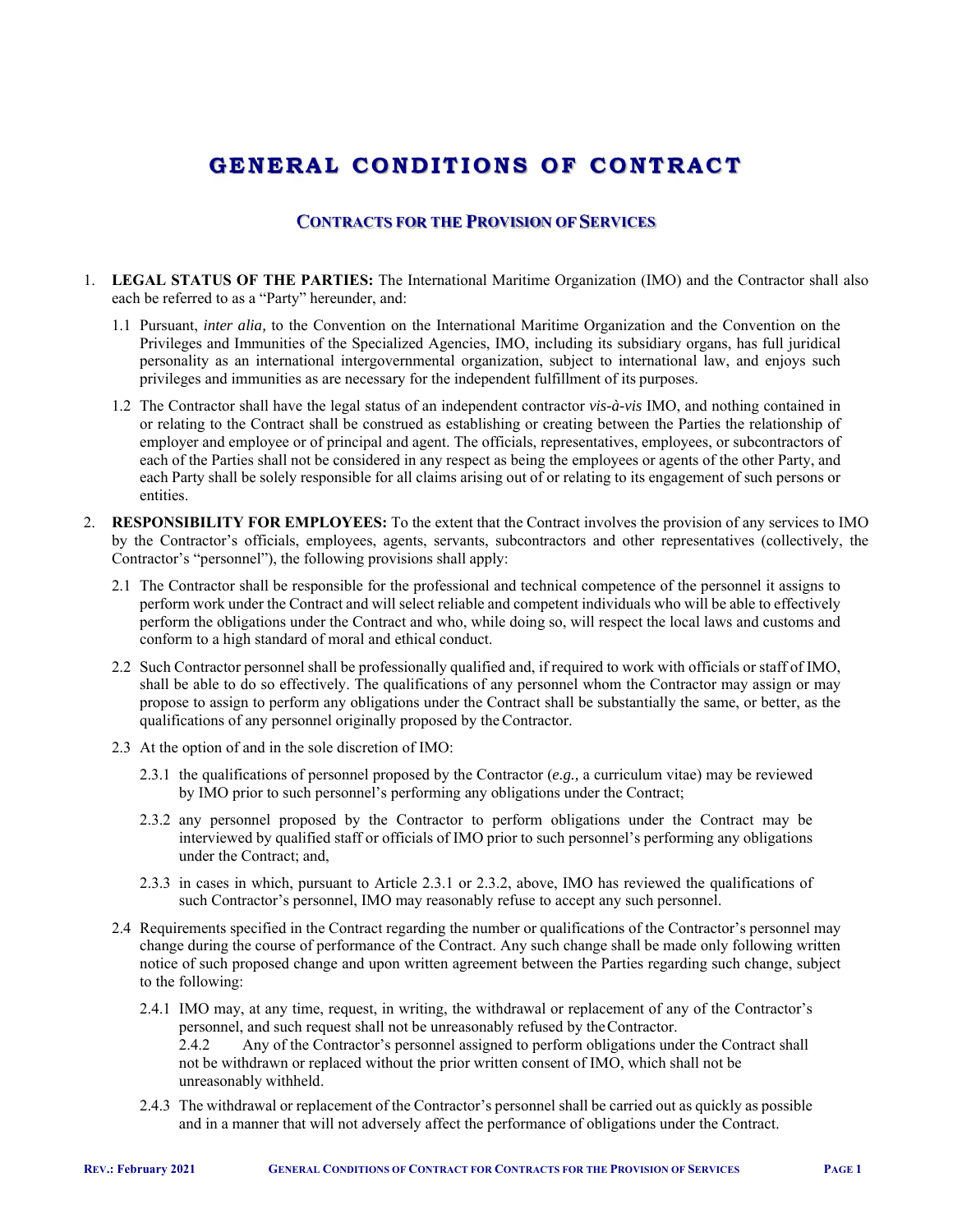# GENERAL CONDITIONS OF CONTRACT

## CONTRACTS FOR THE PROVISION OF SERVICES

1. **LEGAL STATUS OF THE PARTIES:** The International Maritime Organization (IMO) and the Contractor shall also each be referred to as a "Party" hereunder, and:

   1.1 Pursuant, *inter alia,* to the Convention on the International Maritime Organization and the Convention on the Privileges and Immunities of the Specialized Agencies, IMO, including its subsidiary organs, has full juridical personality as an international intergovernmental organization, subject to international law, and enjoys such privileges and immunities as are necessary for the independent fulfillment of its purposes.

   1.2 The Contractor shall have the legal status of an independent contractor *vis-à-vis* IMO, and nothing contained in or relating to the Contract shall be construed as establishing or creating between the Parties the relationship of employer and employee or of principal and agent. The officials, representatives, employees, or subcontractors of each of the Parties shall not be considered in any respect as being the employees or agents of the other Party, and each Party shall be solely responsible for all claims arising out of or relating to its engagement of such persons or entities.

2. **RESPONSIBILITY FOR EMPLOYEES:** To the extent that the Contract involves the provision of any services to IMO by the Contractor's officials, employees, agents, servants, subcontractors and other representatives (collectively, the Contractor's "personnel"), the following provisions shall apply:

   2.1 The Contractor shall be responsible for the professional and technical competence of the personnel it assigns to perform work under the Contract and will select reliable and competent individuals who will be able to effectively perform the obligations under the Contract and who, while doing so, will respect the local laws and customs and conform to a high standard of moral and ethical conduct.

   2.2 Such Contractor personnel shall be professionally qualified and, if required to work with officials or staff of IMO, shall be able to do so effectively. The qualifications of any personnel whom the Contractor may assign or may propose to assign to perform any obligations under the Contract shall be substantially the same, or better, as the qualifications of any personnel originally proposed by the Contractor.

   2.3 At the option of and in the sole discretion of IMO:

      2.3.1 the qualifications of personnel proposed by the Contractor (*e.g.,* a curriculum vitae) may be reviewed by IMO prior to such personnel's performing any obligations under the Contract;

      2.3.2 any personnel proposed by the Contractor to perform obligations under the Contract may be interviewed by qualified staff or officials of IMO prior to such personnel's performing any obligations under the Contract; and,

      2.3.3 in cases in which, pursuant to Article 2.3.1 or 2.3.2, above, IMO has reviewed the qualifications of such Contractor's personnel, IMO may reasonably refuse to accept any such personnel.

   2.4 Requirements specified in the Contract regarding the number or qualifications of the Contractor's personnel may change during the course of performance of the Contract. Any such change shall be made only following written notice of such proposed change and upon written agreement between the Parties regarding such change, subject to the following:

      2.4.1 IMO may, at any time, request, in writing, the withdrawal or replacement of any of the Contractor's personnel, and such request shall not be unreasonably refused by the Contractor.

      2.4.2 Any of the Contractor's personnel assigned to perform obligations under the Contract shall not be withdrawn or replaced without the prior written consent of IMO, which shall not be unreasonably withheld.

      2.4.3 The withdrawal or replacement of the Contractor's personnel shall be carried out as quickly as possible and in a manner that will not adversely affect the performance of obligations under the Contract.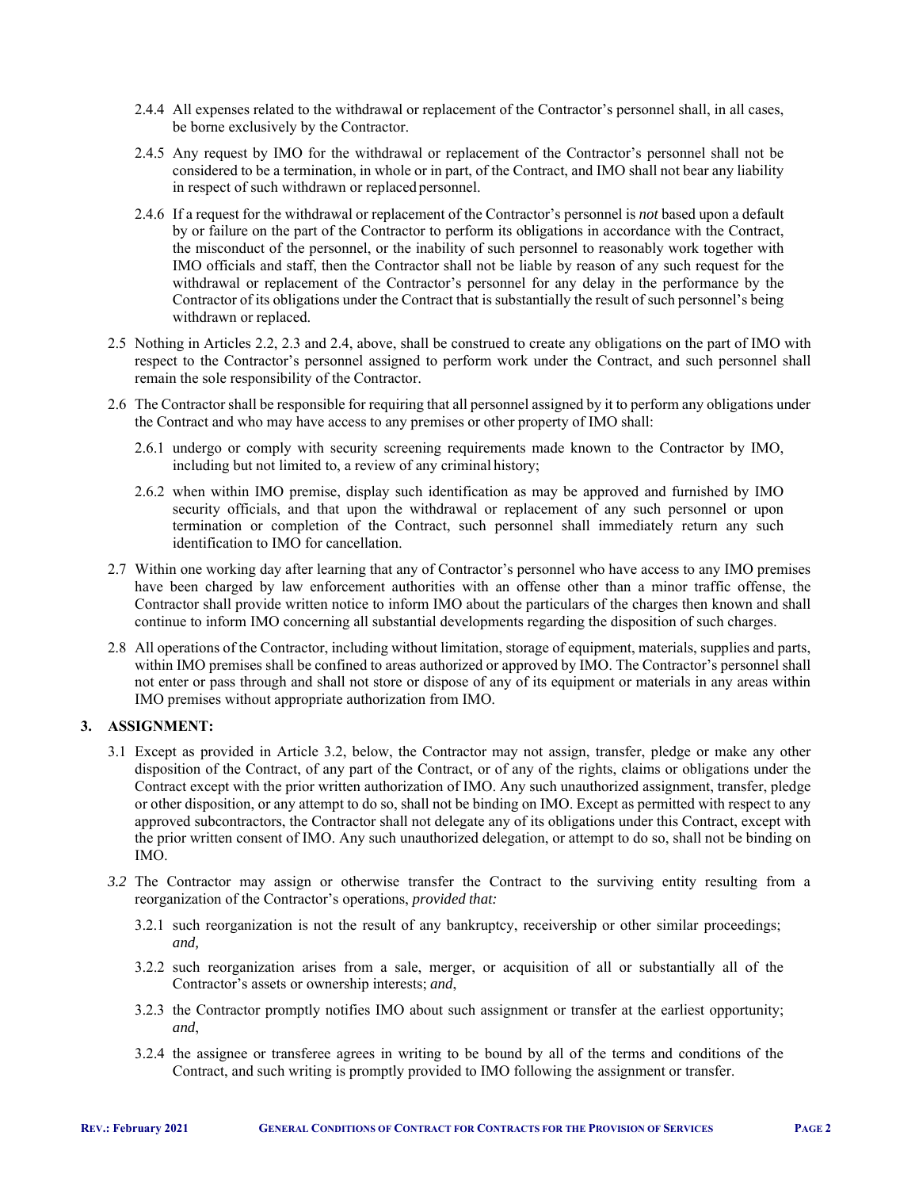2.4.4 All expenses related to the withdrawal or replacement of the Contractor's personnel shall, in all cases, be borne exclusively by the Contractor.

2.4.5 Any request by IMO for the withdrawal or replacement of the Contractor's personnel shall not be considered to be a termination, in whole or in part, of the Contract, and IMO shall not bear any liability in respect of such withdrawn or replaced personnel.

2.4.6 If a request for the withdrawal or replacement of the Contractor's personnel is *not* based upon a default by or failure on the part of the Contractor to perform its obligations in accordance with the Contract, the misconduct of the personnel, or the inability of such personnel to reasonably work together with IMO officials and staff, then the Contractor shall not be liable by reason of any such request for the withdrawal or replacement of the Contractor's personnel for any delay in the performance by the Contractor of its obligations under the Contract that is substantially the result of such personnel's being withdrawn or replaced.

2.5 Nothing in Articles 2.2, 2.3 and 2.4, above, shall be construed to create any obligations on the part of IMO with respect to the Contractor's personnel assigned to perform work under the Contract, and such personnel shall remain the sole responsibility of the Contractor.

2.6 The Contractor shall be responsible for requiring that all personnel assigned by it to perform any obligations under the Contract and who may have access to any premises or other property of IMO shall:

2.6.1 undergo or comply with security screening requirements made known to the Contractor by IMO, including but not limited to, a review of any criminal history;

2.6.2 when within IMO premise, display such identification as may be approved and furnished by IMO security officials, and that upon the withdrawal or replacement of any such personnel or upon termination or completion of the Contract, such personnel shall immediately return any such identification to IMO for cancellation.

2.7 Within one working day after learning that any of Contractor's personnel who have access to any IMO premises have been charged by law enforcement authorities with an offense other than a minor traffic offense, the Contractor shall provide written notice to inform IMO about the particulars of the charges then known and shall continue to inform IMO concerning all substantial developments regarding the disposition of such charges.

2.8 All operations of the Contractor, including without limitation, storage of equipment, materials, supplies and parts, within IMO premises shall be confined to areas authorized or approved by IMO. The Contractor's personnel shall not enter or pass through and shall not store or dispose of any of its equipment or materials in any areas within IMO premises without appropriate authorization from IMO.

**3. ASSIGNMENT:**

3.1 Except as provided in Article 3.2, below, the Contractor may not assign, transfer, pledge or make any other disposition of the Contract, of any part of the Contract, or of any of the rights, claims or obligations under the Contract except with the prior written authorization of IMO. Any such unauthorized assignment, transfer, pledge or other disposition, or any attempt to do so, shall not be binding on IMO. Except as permitted with respect to any approved subcontractors, the Contractor shall not delegate any of its obligations under this Contract, except with the prior written consent of IMO. Any such unauthorized delegation, or attempt to do so, shall not be binding on IMO.

*3.2* The Contractor may assign or otherwise transfer the Contract to the surviving entity resulting from a reorganization of the Contractor's operations, *provided that:*

3.2.1 such reorganization is not the result of any bankruptcy, receivership or other similar proceedings; *and,*

3.2.2 such reorganization arises from a sale, merger, or acquisition of all or substantially all of the Contractor's assets or ownership interests; *and*,

3.2.3 the Contractor promptly notifies IMO about such assignment or transfer at the earliest opportunity; *and*,

3.2.4 the assignee or transferee agrees in writing to be bound by all of the terms and conditions of the Contract, and such writing is promptly provided to IMO following the assignment or transfer.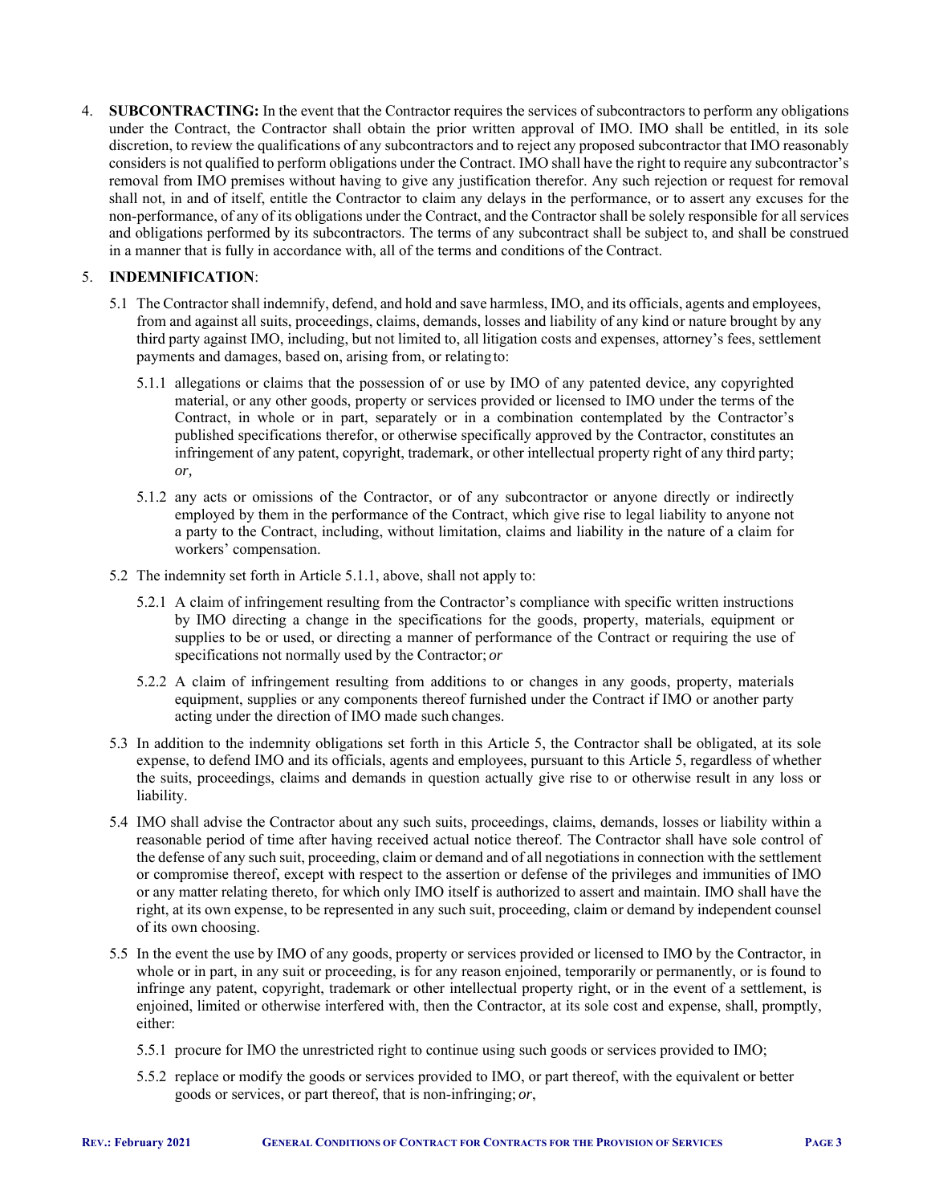4. **SUBCONTRACTING:** In the event that the Contractor requires the services of subcontractors to perform any obligations under the Contract, the Contractor shall obtain the prior written approval of IMO. IMO shall be entitled, in its sole discretion, to review the qualifications of any subcontractors and to reject any proposed subcontractor that IMO reasonably considers is not qualified to perform obligations under the Contract. IMO shall have the right to require any subcontractor's removal from IMO premises without having to give any justification therefor. Any such rejection or request for removal shall not, in and of itself, entitle the Contractor to claim any delays in the performance, or to assert any excuses for the non-performance, of any of its obligations under the Contract, and the Contractor shall be solely responsible for all services and obligations performed by its subcontractors. The terms of any subcontract shall be subject to, and shall be construed in a manner that is fully in accordance with, all of the terms and conditions of the Contract.

5. **INDEMNIFICATION**:

   5.1 The Contractor shall indemnify, defend, and hold and save harmless, IMO, and its officials, agents and employees, from and against all suits, proceedings, claims, demands, losses and liability of any kind or nature brought by any third party against IMO, including, but not limited to, all litigation costs and expenses, attorney's fees, settlement payments and damages, based on, arising from, or relating to:

   5.1.1 allegations or claims that the possession of or use by IMO of any patented device, any copyrighted material, or any other goods, property or services provided or licensed to IMO under the terms of the Contract, in whole or in part, separately or in a combination contemplated by the Contractor's published specifications therefor, or otherwise specifically approved by the Contractor, constitutes an infringement of any patent, copyright, trademark, or other intellectual property right of any third party; *or,*

   5.1.2 any acts or omissions of the Contractor, or of any subcontractor or anyone directly or indirectly employed by them in the performance of the Contract, which give rise to legal liability to anyone not a party to the Contract, including, without limitation, claims and liability in the nature of a claim for workers' compensation.

   5.2 The indemnity set forth in Article 5.1.1, above, shall not apply to:

   5.2.1 A claim of infringement resulting from the Contractor's compliance with specific written instructions by IMO directing a change in the specifications for the goods, property, materials, equipment or supplies to be or used, or directing a manner of performance of the Contract or requiring the use of specifications not normally used by the Contractor; *or*

   5.2.2 A claim of infringement resulting from additions to or changes in any goods, property, materials equipment, supplies or any components thereof furnished under the Contract if IMO or another party acting under the direction of IMO made such changes.

   5.3 In addition to the indemnity obligations set forth in this Article 5, the Contractor shall be obligated, at its sole expense, to defend IMO and its officials, agents and employees, pursuant to this Article 5, regardless of whether the suits, proceedings, claims and demands in question actually give rise to or otherwise result in any loss or liability.

   5.4 IMO shall advise the Contractor about any such suits, proceedings, claims, demands, losses or liability within a reasonable period of time after having received actual notice thereof. The Contractor shall have sole control of the defense of any such suit, proceeding, claim or demand and of all negotiations in connection with the settlement or compromise thereof, except with respect to the assertion or defense of the privileges and immunities of IMO or any matter relating thereto, for which only IMO itself is authorized to assert and maintain. IMO shall have the right, at its own expense, to be represented in any such suit, proceeding, claim or demand by independent counsel of its own choosing.

   5.5 In the event the use by IMO of any goods, property or services provided or licensed to IMO by the Contractor, in whole or in part, in any suit or proceeding, is for any reason enjoined, temporarily or permanently, or is found to infringe any patent, copyright, trademark or other intellectual property right, or in the event of a settlement, is enjoined, limited or otherwise interfered with, then the Contractor, at its sole cost and expense, shall, promptly, either:

   5.5.1 procure for IMO the unrestricted right to continue using such goods or services provided to IMO;

   5.5.2 replace or modify the goods or services provided to IMO, or part thereof, with the equivalent or better goods or services, or part thereof, that is non-infringing; *or*,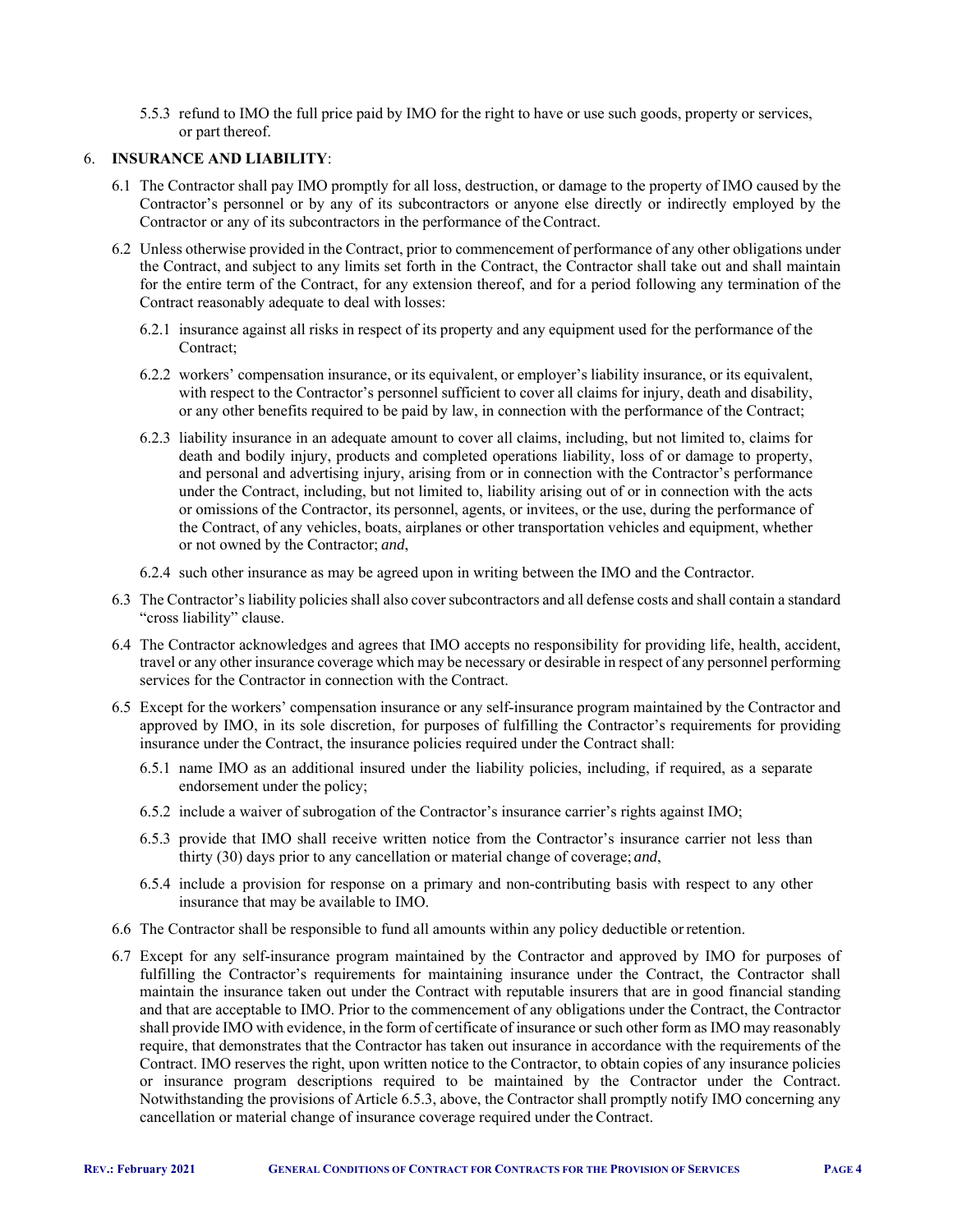5.5.3 refund to IMO the full price paid by IMO for the right to have or use such goods, property or services, or part thereof.

## 6. **INSURANCE AND LIABILITY**:

6.1 The Contractor shall pay IMO promptly for all loss, destruction, or damage to the property of IMO caused by the Contractor's personnel or by any of its subcontractors or anyone else directly or indirectly employed by the Contractor or any of its subcontractors in the performance of the Contract.

6.2 Unless otherwise provided in the Contract, prior to commencement of performance of any other obligations under the Contract, and subject to any limits set forth in the Contract, the Contractor shall take out and shall maintain for the entire term of the Contract, for any extension thereof, and for a period following any termination of the Contract reasonably adequate to deal with losses:

6.2.1 insurance against all risks in respect of its property and any equipment used for the performance of the Contract;

6.2.2 workers' compensation insurance, or its equivalent, or employer's liability insurance, or its equivalent, with respect to the Contractor's personnel sufficient to cover all claims for injury, death and disability, or any other benefits required to be paid by law, in connection with the performance of the Contract;

6.2.3 liability insurance in an adequate amount to cover all claims, including, but not limited to, claims for death and bodily injury, products and completed operations liability, loss of or damage to property, and personal and advertising injury, arising from or in connection with the Contractor's performance under the Contract, including, but not limited to, liability arising out of or in connection with the acts or omissions of the Contractor, its personnel, agents, or invitees, or the use, during the performance of the Contract, of any vehicles, boats, airplanes or other transportation vehicles and equipment, whether or not owned by the Contractor; *and*,

6.2.4 such other insurance as may be agreed upon in writing between the IMO and the Contractor.

6.3 The Contractor's liability policies shall also cover subcontractors and all defense costs and shall contain a standard "cross liability" clause.

6.4 The Contractor acknowledges and agrees that IMO accepts no responsibility for providing life, health, accident, travel or any other insurance coverage which may be necessary or desirable in respect of any personnel performing services for the Contractor in connection with the Contract.

6.5 Except for the workers' compensation insurance or any self-insurance program maintained by the Contractor and approved by IMO, in its sole discretion, for purposes of fulfilling the Contractor's requirements for providing insurance under the Contract, the insurance policies required under the Contract shall:

6.5.1 name IMO as an additional insured under the liability policies, including, if required, as a separate endorsement under the policy;

6.5.2 include a waiver of subrogation of the Contractor's insurance carrier's rights against IMO;

6.5.3 provide that IMO shall receive written notice from the Contractor's insurance carrier not less than thirty (30) days prior to any cancellation or material change of coverage; *and*,

6.5.4 include a provision for response on a primary and non-contributing basis with respect to any other insurance that may be available to IMO.

6.6 The Contractor shall be responsible to fund all amounts within any policy deductible or retention.

6.7 Except for any self-insurance program maintained by the Contractor and approved by IMO for purposes of fulfilling the Contractor's requirements for maintaining insurance under the Contract, the Contractor shall maintain the insurance taken out under the Contract with reputable insurers that are in good financial standing and that are acceptable to IMO. Prior to the commencement of any obligations under the Contract, the Contractor shall provide IMO with evidence, in the form of certificate of insurance or such other form as IMO may reasonably require, that demonstrates that the Contractor has taken out insurance in accordance with the requirements of the Contract. IMO reserves the right, upon written notice to the Contractor, to obtain copies of any insurance policies or insurance program descriptions required to be maintained by the Contractor under the Contract. Notwithstanding the provisions of Article 6.5.3, above, the Contractor shall promptly notify IMO concerning any cancellation or material change of insurance coverage required under the Contract.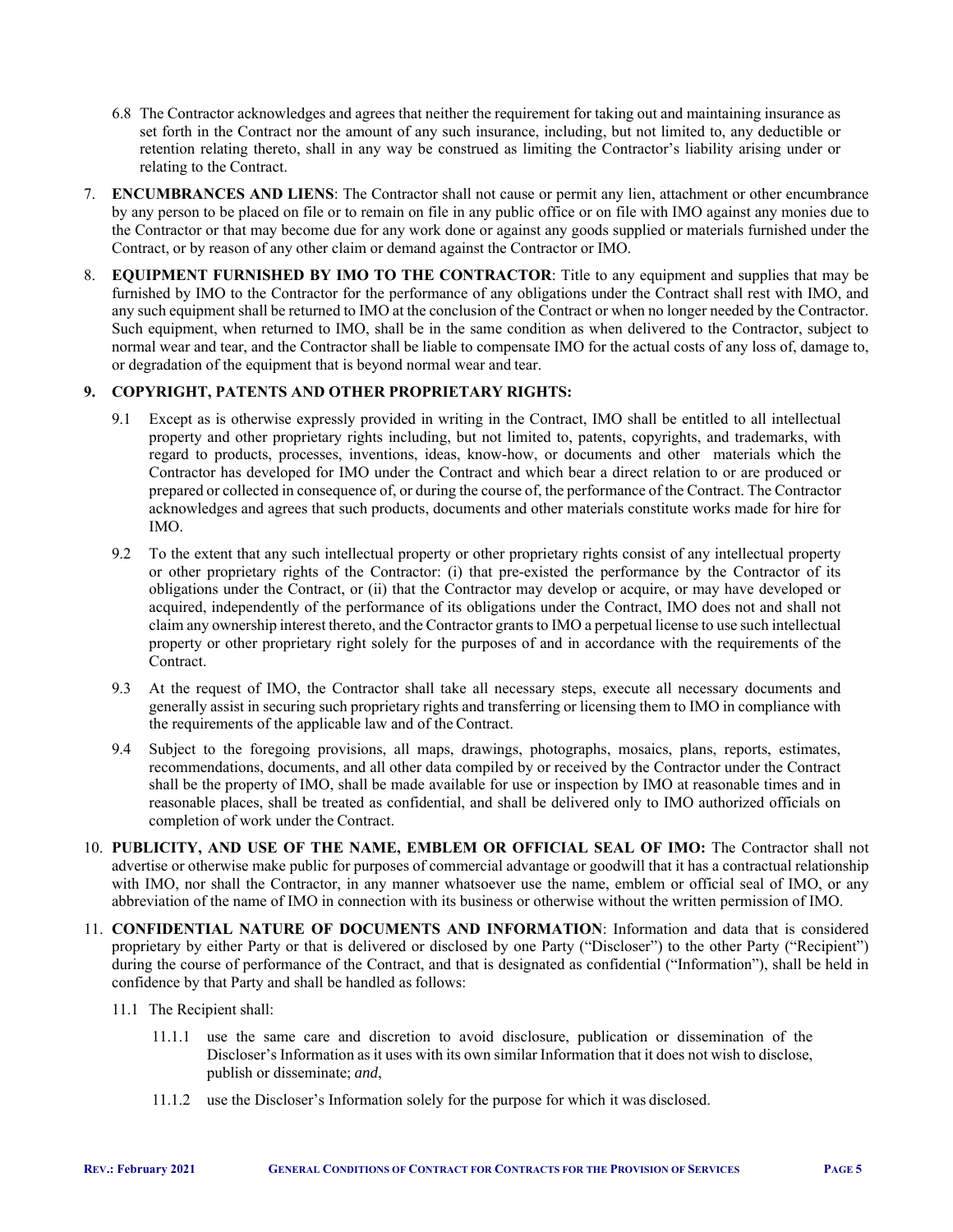6.8 The Contractor acknowledges and agrees that neither the requirement for taking out and maintaining insurance as set forth in the Contract nor the amount of any such insurance, including, but not limited to, any deductible or retention relating thereto, shall in any way be construed as limiting the Contractor's liability arising under or relating to the Contract.

7. **ENCUMBRANCES AND LIENS**: The Contractor shall not cause or permit any lien, attachment or other encumbrance by any person to be placed on file or to remain on file in any public office or on file with IMO against any monies due to the Contractor or that may become due for any work done or against any goods supplied or materials furnished under the Contract, or by reason of any other claim or demand against the Contractor or IMO.

8. **EQUIPMENT FURNISHED BY IMO TO THE CONTRACTOR**: Title to any equipment and supplies that may be furnished by IMO to the Contractor for the performance of any obligations under the Contract shall rest with IMO, and any such equipment shall be returned to IMO at the conclusion of the Contract or when no longer needed by the Contractor. Such equipment, when returned to IMO, shall be in the same condition as when delivered to the Contractor, subject to normal wear and tear, and the Contractor shall be liable to compensate IMO for the actual costs of any loss of, damage to, or degradation of the equipment that is beyond normal wear and tear.

**9. COPYRIGHT, PATENTS AND OTHER PROPRIETARY RIGHTS:**

9.1 Except as is otherwise expressly provided in writing in the Contract, IMO shall be entitled to all intellectual property and other proprietary rights including, but not limited to, patents, copyrights, and trademarks, with regard to products, processes, inventions, ideas, know-how, or documents and other materials which the Contractor has developed for IMO under the Contract and which bear a direct relation to or are produced or prepared or collected in consequence of, or during the course of, the performance of the Contract. The Contractor acknowledges and agrees that such products, documents and other materials constitute works made for hire for IMO.

9.2 To the extent that any such intellectual property or other proprietary rights consist of any intellectual property or other proprietary rights of the Contractor: (i) that pre-existed the performance by the Contractor of its obligations under the Contract, or (ii) that the Contractor may develop or acquire, or may have developed or acquired, independently of the performance of its obligations under the Contract, IMO does not and shall not claim any ownership interest thereto, and the Contractor grants to IMO a perpetual license to use such intellectual property or other proprietary right solely for the purposes of and in accordance with the requirements of the Contract.

9.3 At the request of IMO, the Contractor shall take all necessary steps, execute all necessary documents and generally assist in securing such proprietary rights and transferring or licensing them to IMO in compliance with the requirements of the applicable law and of the Contract.

9.4 Subject to the foregoing provisions, all maps, drawings, photographs, mosaics, plans, reports, estimates, recommendations, documents, and all other data compiled by or received by the Contractor under the Contract shall be the property of IMO, shall be made available for use or inspection by IMO at reasonable times and in reasonable places, shall be treated as confidential, and shall be delivered only to IMO authorized officials on completion of work under the Contract.

10. **PUBLICITY, AND USE OF THE NAME, EMBLEM OR OFFICIAL SEAL OF IMO:** The Contractor shall not advertise or otherwise make public for purposes of commercial advantage or goodwill that it has a contractual relationship with IMO, nor shall the Contractor, in any manner whatsoever use the name, emblem or official seal of IMO, or any abbreviation of the name of IMO in connection with its business or otherwise without the written permission of IMO.

11. **CONFIDENTIAL NATURE OF DOCUMENTS AND INFORMATION**: Information and data that is considered proprietary by either Party or that is delivered or disclosed by one Party ("Discloser") to the other Party ("Recipient") during the course of performance of the Contract, and that is designated as confidential ("Information"), shall be held in confidence by that Party and shall be handled as follows:

11.1 The Recipient shall:

11.1.1 use the same care and discretion to avoid disclosure, publication or dissemination of the Discloser's Information as it uses with its own similar Information that it does not wish to disclose, publish or disseminate; *and*,

11.1.2 use the Discloser's Information solely for the purpose for which it was disclosed.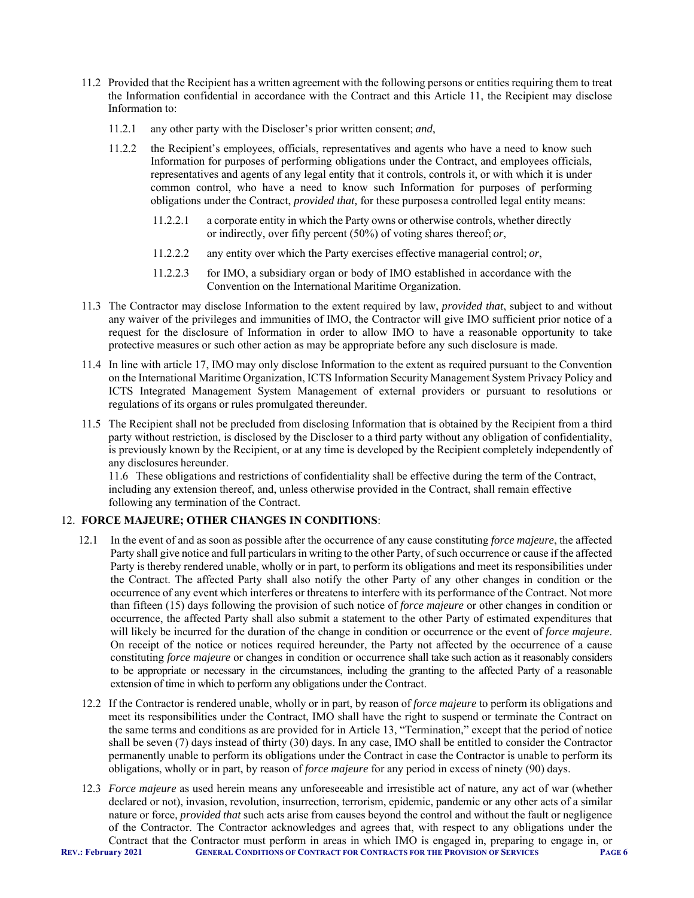11.2 Provided that the Recipient has a written agreement with the following persons or entities requiring them to treat the Information confidential in accordance with the Contract and this Article 11, the Recipient may disclose Information to:

11.2.1 any other party with the Discloser's prior written consent; *and*,

11.2.2 the Recipient's employees, officials, representatives and agents who have a need to know such Information for purposes of performing obligations under the Contract, and employees officials, representatives and agents of any legal entity that it controls, controls it, or with which it is under common control, who have a need to know such Information for purposes of performing obligations under the Contract, *provided that,* for these purposesa controlled legal entity means:

11.2.2.1 a corporate entity in which the Party owns or otherwise controls, whether directly or indirectly, over fifty percent (50%) of voting shares thereof; *or*,

11.2.2.2 any entity over which the Party exercises effective managerial control; *or*,

11.2.2.3 for IMO, a subsidiary organ or body of IMO established in accordance with the Convention on the International Maritime Organization.

11.3 The Contractor may disclose Information to the extent required by law, *provided that*, subject to and without any waiver of the privileges and immunities of IMO, the Contractor will give IMO sufficient prior notice of a request for the disclosure of Information in order to allow IMO to have a reasonable opportunity to take protective measures or such other action as may be appropriate before any such disclosure is made.

11.4 In line with article 17, IMO may only disclose Information to the extent as required pursuant to the Convention on the International Maritime Organization, ICTS Information Security Management System Privacy Policy and ICTS Integrated Management System Management of external providers or pursuant to resolutions or regulations of its organs or rules promulgated thereunder.

11.5 The Recipient shall not be precluded from disclosing Information that is obtained by the Recipient from a third party without restriction, is disclosed by the Discloser to a third party without any obligation of confidentiality, is previously known by the Recipient, or at any time is developed by the Recipient completely independently of any disclosures hereunder.

11.6 These obligations and restrictions of confidentiality shall be effective during the term of the Contract, including any extension thereof, and, unless otherwise provided in the Contract, shall remain effective following any termination of the Contract.

## 12. FORCE MAJEURE; OTHER CHANGES IN CONDITIONS:

12.1 In the event of and as soon as possible after the occurrence of any cause constituting *force majeure*, the affected Party shall give notice and full particulars in writing to the other Party, of such occurrence or cause if the affected Party is thereby rendered unable, wholly or in part, to perform its obligations and meet its responsibilities under the Contract. The affected Party shall also notify the other Party of any other changes in condition or the occurrence of any event which interferes or threatens to interfere with its performance of the Contract. Not more than fifteen (15) days following the provision of such notice of *force majeure* or other changes in condition or occurrence, the affected Party shall also submit a statement to the other Party of estimated expenditures that will likely be incurred for the duration of the change in condition or occurrence or the event of *force majeure*. On receipt of the notice or notices required hereunder, the Party not affected by the occurrence of a cause constituting *force majeure* or changes in condition or occurrence shall take such action as it reasonably considers to be appropriate or necessary in the circumstances, including the granting to the affected Party of a reasonable extension of time in which to perform any obligations under the Contract.

12.2 If the Contractor is rendered unable, wholly or in part, by reason of *force majeure* to perform its obligations and meet its responsibilities under the Contract, IMO shall have the right to suspend or terminate the Contract on the same terms and conditions as are provided for in Article 13, "Termination," except that the period of notice shall be seven (7) days instead of thirty (30) days. In any case, IMO shall be entitled to consider the Contractor permanently unable to perform its obligations under the Contract in case the Contractor is unable to perform its obligations, wholly or in part, by reason of *force majeure* for any period in excess of ninety (90) days.

12.3 *Force majeure* as used herein means any unforeseeable and irresistible act of nature, any act of war (whether declared or not), invasion, revolution, insurrection, terrorism, epidemic, pandemic or any other acts of a similar nature or force, *provided that* such acts arise from causes beyond the control and without the fault or negligence of the Contractor. The Contractor acknowledges and agrees that, with respect to any obligations under the Contract that the Contractor must perform in areas in which IMO is engaged in, preparing to engage in, or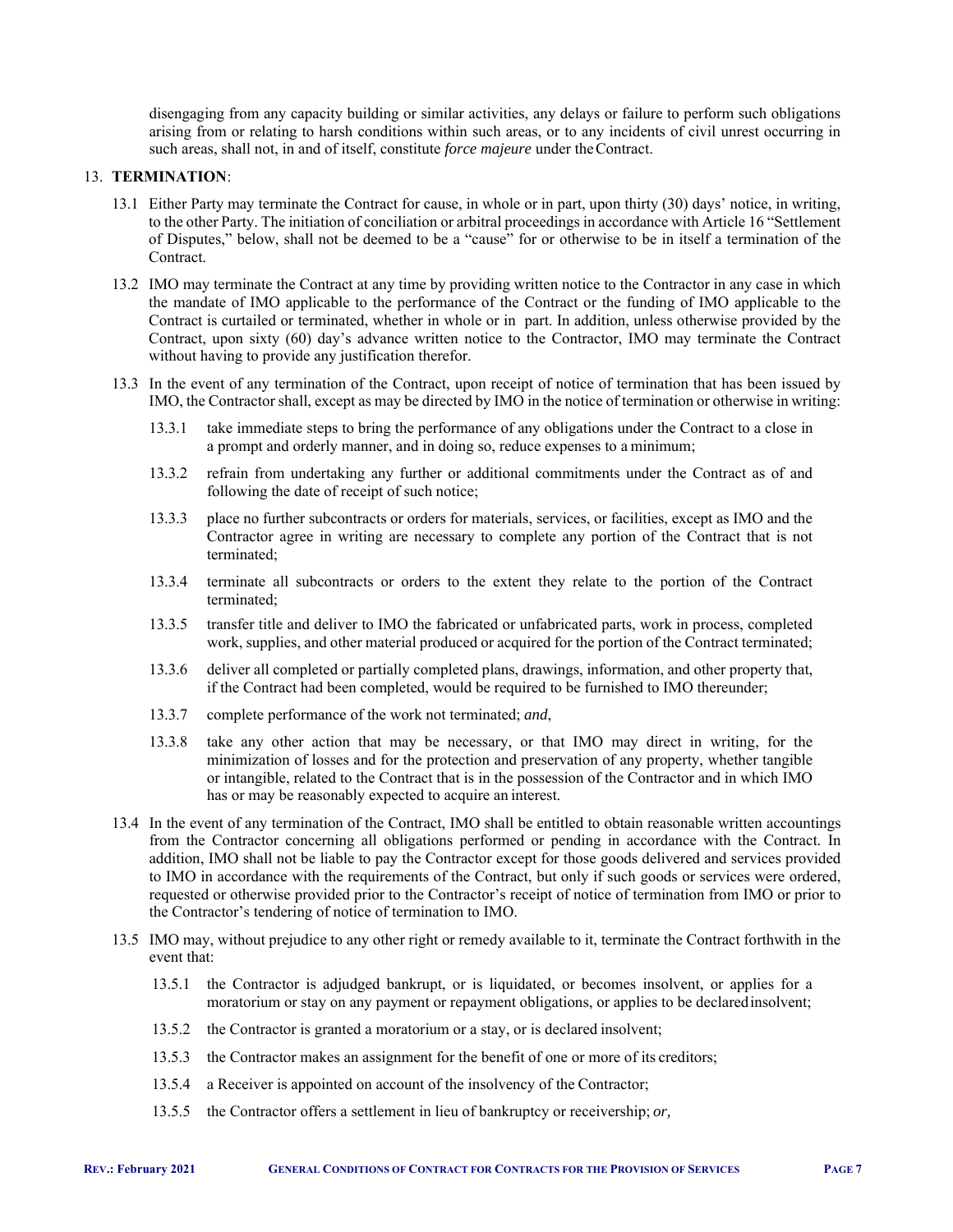disengaging from any capacity building or similar activities, any delays or failure to perform such obligations arising from or relating to harsh conditions within such areas, or to any incidents of civil unrest occurring in such areas, shall not, in and of itself, constitute *force majeure* under the Contract.

13. **TERMINATION**:

13.1 Either Party may terminate the Contract for cause, in whole or in part, upon thirty (30) days' notice, in writing, to the other Party. The initiation of conciliation or arbitral proceedings in accordance with Article 16 "Settlement of Disputes," below, shall not be deemed to be a "cause" for or otherwise to be in itself a termination of the Contract.

13.2 IMO may terminate the Contract at any time by providing written notice to the Contractor in any case in which the mandate of IMO applicable to the performance of the Contract or the funding of IMO applicable to the Contract is curtailed or terminated, whether in whole or in part. In addition, unless otherwise provided by the Contract, upon sixty (60) day's advance written notice to the Contractor, IMO may terminate the Contract without having to provide any justification therefor.

13.3 In the event of any termination of the Contract, upon receipt of notice of termination that has been issued by IMO, the Contractor shall, except as may be directed by IMO in the notice of termination or otherwise in writing:

13.3.1 take immediate steps to bring the performance of any obligations under the Contract to a close in a prompt and orderly manner, and in doing so, reduce expenses to a minimum;

13.3.2 refrain from undertaking any further or additional commitments under the Contract as of and following the date of receipt of such notice;

13.3.3 place no further subcontracts or orders for materials, services, or facilities, except as IMO and the Contractor agree in writing are necessary to complete any portion of the Contract that is not terminated;

13.3.4 terminate all subcontracts or orders to the extent they relate to the portion of the Contract terminated;

13.3.5 transfer title and deliver to IMO the fabricated or unfabricated parts, work in process, completed work, supplies, and other material produced or acquired for the portion of the Contract terminated;

13.3.6 deliver all completed or partially completed plans, drawings, information, and other property that, if the Contract had been completed, would be required to be furnished to IMO thereunder;

13.3.7 complete performance of the work not terminated; *and*,

13.3.8 take any other action that may be necessary, or that IMO may direct in writing, for the minimization of losses and for the protection and preservation of any property, whether tangible or intangible, related to the Contract that is in the possession of the Contractor and in which IMO has or may be reasonably expected to acquire an interest.

13.4 In the event of any termination of the Contract, IMO shall be entitled to obtain reasonable written accountings from the Contractor concerning all obligations performed or pending in accordance with the Contract. In addition, IMO shall not be liable to pay the Contractor except for those goods delivered and services provided to IMO in accordance with the requirements of the Contract, but only if such goods or services were ordered, requested or otherwise provided prior to the Contractor's receipt of notice of termination from IMO or prior to the Contractor's tendering of notice of termination to IMO.

13.5 IMO may, without prejudice to any other right or remedy available to it, terminate the Contract forthwith in the event that:

13.5.1 the Contractor is adjudged bankrupt, or is liquidated, or becomes insolvent, or applies for a moratorium or stay on any payment or repayment obligations, or applies to be declared insolvent;

13.5.2 the Contractor is granted a moratorium or a stay, or is declared insolvent;

13.5.3 the Contractor makes an assignment for the benefit of one or more of its creditors;

13.5.4 a Receiver is appointed on account of the insolvency of the Contractor;

13.5.5 the Contractor offers a settlement in lieu of bankruptcy or receivership; *or,*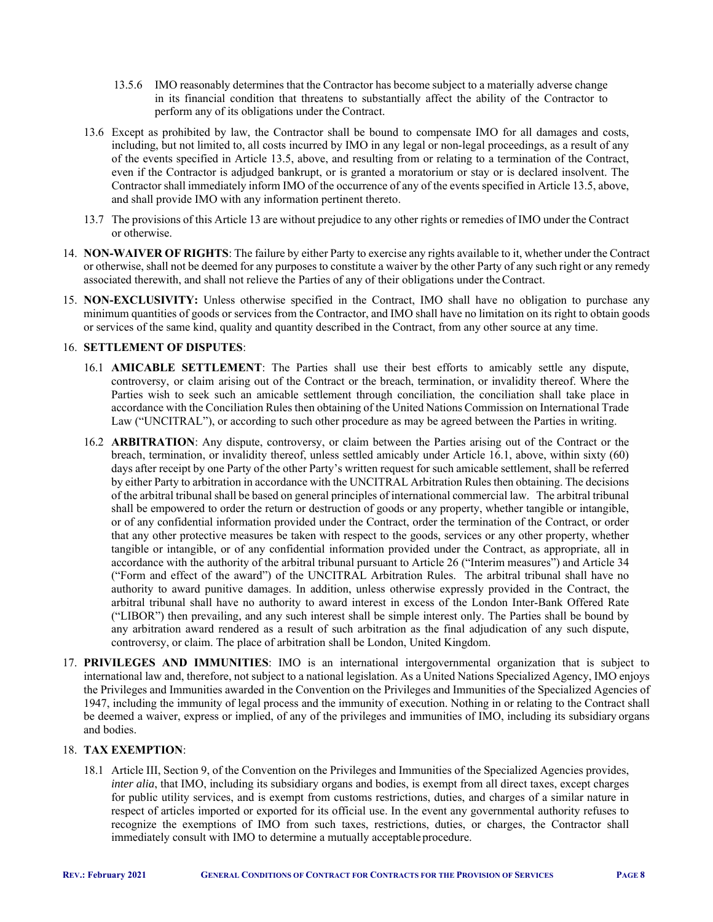13.5.6 IMO reasonably determines that the Contractor has become subject to a materially adverse change in its financial condition that threatens to substantially affect the ability of the Contractor to perform any of its obligations under the Contract.

13.6 Except as prohibited by law, the Contractor shall be bound to compensate IMO for all damages and costs, including, but not limited to, all costs incurred by IMO in any legal or non-legal proceedings, as a result of any of the events specified in Article 13.5, above, and resulting from or relating to a termination of the Contract, even if the Contractor is adjudged bankrupt, or is granted a moratorium or stay or is declared insolvent. The Contractor shall immediately inform IMO of the occurrence of any of the events specified in Article 13.5, above, and shall provide IMO with any information pertinent thereto.

13.7 The provisions of this Article 13 are without prejudice to any other rights or remedies of IMO under the Contract or otherwise.

14. **NON-WAIVER OF RIGHTS**: The failure by either Party to exercise any rights available to it, whether under the Contract or otherwise, shall not be deemed for any purposes to constitute a waiver by the other Party of any such right or any remedy associated therewith, and shall not relieve the Parties of any of their obligations under the Contract.

15. **NON-EXCLUSIVITY:** Unless otherwise specified in the Contract, IMO shall have no obligation to purchase any minimum quantities of goods or services from the Contractor, and IMO shall have no limitation on its right to obtain goods or services of the same kind, quality and quantity described in the Contract, from any other source at any time.

16. **SETTLEMENT OF DISPUTES**:

16.1 **AMICABLE SETTLEMENT**: The Parties shall use their best efforts to amicably settle any dispute, controversy, or claim arising out of the Contract or the breach, termination, or invalidity thereof. Where the Parties wish to seek such an amicable settlement through conciliation, the conciliation shall take place in accordance with the Conciliation Rules then obtaining of the United Nations Commission on International Trade Law ("UNCITRAL"), or according to such other procedure as may be agreed between the Parties in writing.

16.2 **ARBITRATION**: Any dispute, controversy, or claim between the Parties arising out of the Contract or the breach, termination, or invalidity thereof, unless settled amicably under Article 16.1, above, within sixty (60) days after receipt by one Party of the other Party's written request for such amicable settlement, shall be referred by either Party to arbitration in accordance with the UNCITRAL Arbitration Rules then obtaining. The decisions of the arbitral tribunal shall be based on general principles of international commercial law. The arbitral tribunal shall be empowered to order the return or destruction of goods or any property, whether tangible or intangible, or of any confidential information provided under the Contract, order the termination of the Contract, or order that any other protective measures be taken with respect to the goods, services or any other property, whether tangible or intangible, or of any confidential information provided under the Contract, as appropriate, all in accordance with the authority of the arbitral tribunal pursuant to Article 26 ("Interim measures") and Article 34 ("Form and effect of the award") of the UNCITRAL Arbitration Rules. The arbitral tribunal shall have no authority to award punitive damages. In addition, unless otherwise expressly provided in the Contract, the arbitral tribunal shall have no authority to award interest in excess of the London Inter-Bank Offered Rate ("LIBOR") then prevailing, and any such interest shall be simple interest only. The Parties shall be bound by any arbitration award rendered as a result of such arbitration as the final adjudication of any such dispute, controversy, or claim. The place of arbitration shall be London, United Kingdom.

17. **PRIVILEGES AND IMMUNITIES**: IMO is an international intergovernmental organization that is subject to international law and, therefore, not subject to a national legislation. As a United Nations Specialized Agency, IMO enjoys the Privileges and Immunities awarded in the Convention on the Privileges and Immunities of the Specialized Agencies of 1947, including the immunity of legal process and the immunity of execution. Nothing in or relating to the Contract shall be deemed a waiver, express or implied, of any of the privileges and immunities of IMO, including its subsidiary organs and bodies.

18. **TAX EXEMPTION**:

18.1 Article III, Section 9, of the Convention on the Privileges and Immunities of the Specialized Agencies provides, *inter alia*, that IMO, including its subsidiary organs and bodies, is exempt from all direct taxes, except charges for public utility services, and is exempt from customs restrictions, duties, and charges of a similar nature in respect of articles imported or exported for its official use. In the event any governmental authority refuses to recognize the exemptions of IMO from such taxes, restrictions, duties, or charges, the Contractor shall immediately consult with IMO to determine a mutually acceptable procedure.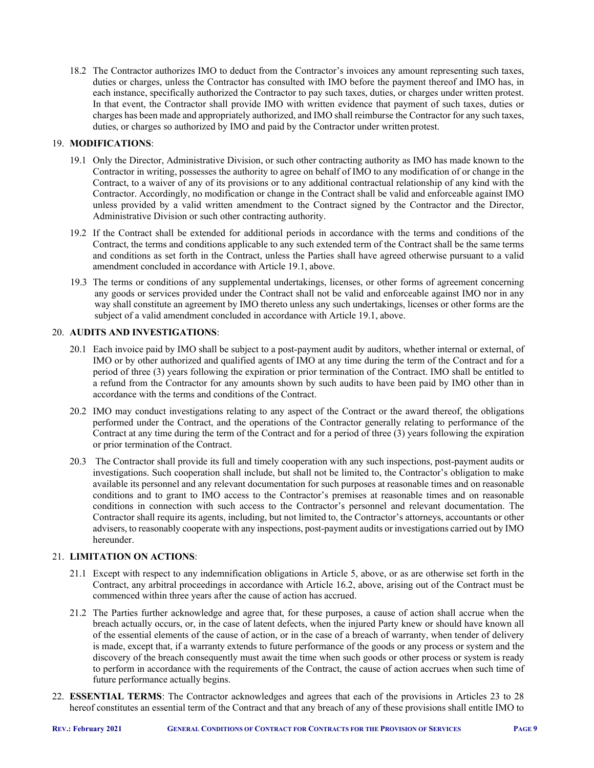18.2 The Contractor authorizes IMO to deduct from the Contractor's invoices any amount representing such taxes, duties or charges, unless the Contractor has consulted with IMO before the payment thereof and IMO has, in each instance, specifically authorized the Contractor to pay such taxes, duties, or charges under written protest. In that event, the Contractor shall provide IMO with written evidence that payment of such taxes, duties or charges has been made and appropriately authorized, and IMO shall reimburse the Contractor for any such taxes, duties, or charges so authorized by IMO and paid by the Contractor under written protest.

19. **MODIFICATIONS**:

19.1 Only the Director, Administrative Division, or such other contracting authority as IMO has made known to the Contractor in writing, possesses the authority to agree on behalf of IMO to any modification of or change in the Contract, to a waiver of any of its provisions or to any additional contractual relationship of any kind with the Contractor. Accordingly, no modification or change in the Contract shall be valid and enforceable against IMO unless provided by a valid written amendment to the Contract signed by the Contractor and the Director, Administrative Division or such other contracting authority.

19.2 If the Contract shall be extended for additional periods in accordance with the terms and conditions of the Contract, the terms and conditions applicable to any such extended term of the Contract shall be the same terms and conditions as set forth in the Contract, unless the Parties shall have agreed otherwise pursuant to a valid amendment concluded in accordance with Article 19.1, above.

19.3 The terms or conditions of any supplemental undertakings, licenses, or other forms of agreement concerning any goods or services provided under the Contract shall not be valid and enforceable against IMO nor in any way shall constitute an agreement by IMO thereto unless any such undertakings, licenses or other forms are the subject of a valid amendment concluded in accordance with Article 19.1, above.

20. **AUDITS AND INVESTIGATIONS**:

20.1 Each invoice paid by IMO shall be subject to a post-payment audit by auditors, whether internal or external, of IMO or by other authorized and qualified agents of IMO at any time during the term of the Contract and for a period of three (3) years following the expiration or prior termination of the Contract. IMO shall be entitled to a refund from the Contractor for any amounts shown by such audits to have been paid by IMO other than in accordance with the terms and conditions of the Contract.

20.2 IMO may conduct investigations relating to any aspect of the Contract or the award thereof, the obligations performed under the Contract, and the operations of the Contractor generally relating to performance of the Contract at any time during the term of the Contract and for a period of three (3) years following the expiration or prior termination of the Contract.

20.3 The Contractor shall provide its full and timely cooperation with any such inspections, post-payment audits or investigations. Such cooperation shall include, but shall not be limited to, the Contractor's obligation to make available its personnel and any relevant documentation for such purposes at reasonable times and on reasonable conditions and to grant to IMO access to the Contractor's premises at reasonable times and on reasonable conditions in connection with such access to the Contractor's personnel and relevant documentation. The Contractor shall require its agents, including, but not limited to, the Contractor's attorneys, accountants or other advisers, to reasonably cooperate with any inspections, post-payment audits or investigations carried out by IMO hereunder.

21. **LIMITATION ON ACTIONS**:

21.1 Except with respect to any indemnification obligations in Article 5, above, or as are otherwise set forth in the Contract, any arbitral proceedings in accordance with Article 16.2, above, arising out of the Contract must be commenced within three years after the cause of action has accrued.

21.2 The Parties further acknowledge and agree that, for these purposes, a cause of action shall accrue when the breach actually occurs, or, in the case of latent defects, when the injured Party knew or should have known all of the essential elements of the cause of action, or in the case of a breach of warranty, when tender of delivery is made, except that, if a warranty extends to future performance of the goods or any process or system and the discovery of the breach consequently must await the time when such goods or other process or system is ready to perform in accordance with the requirements of the Contract, the cause of action accrues when such time of future performance actually begins.

22. **ESSENTIAL TERMS**: The Contractor acknowledges and agrees that each of the provisions in Articles 23 to 28 hereof constitutes an essential term of the Contract and that any breach of any of these provisions shall entitle IMO to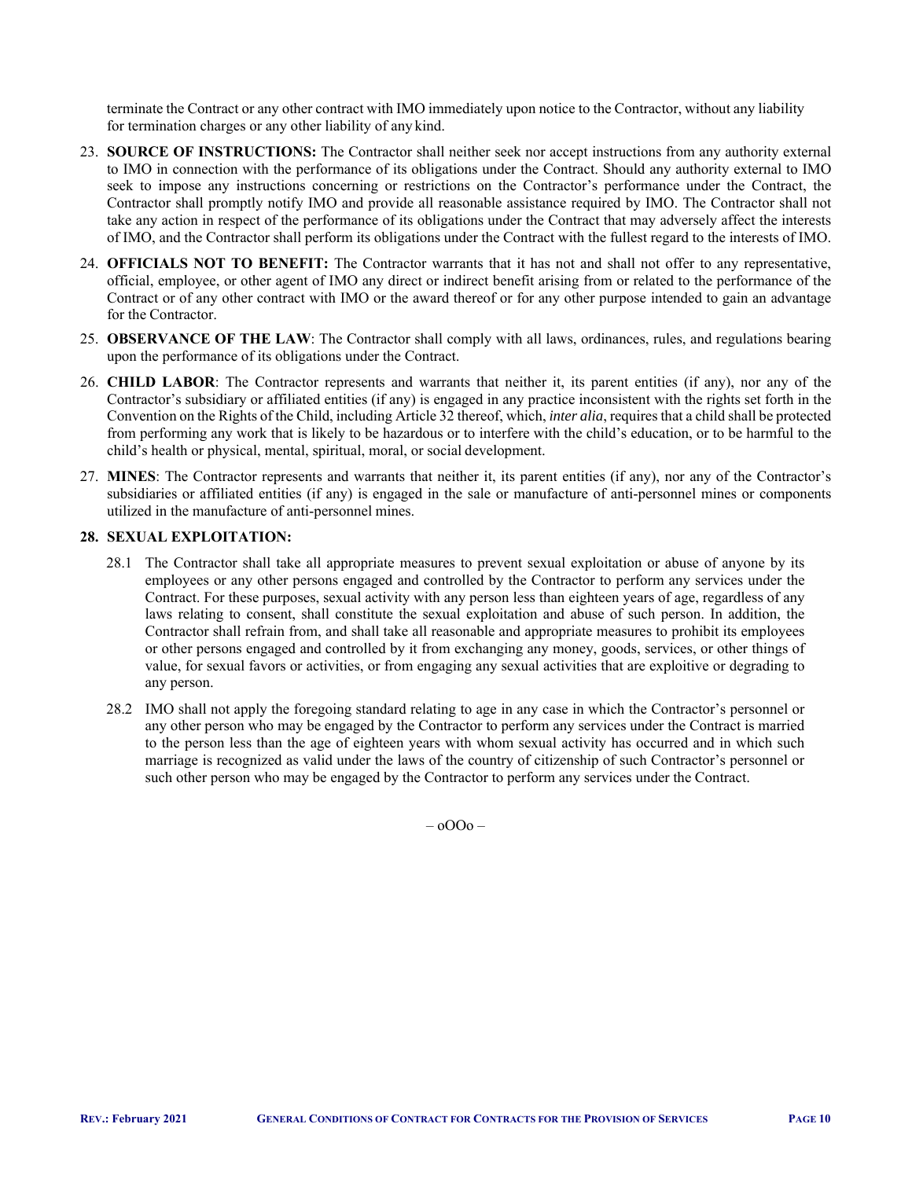terminate the Contract or any other contract with IMO immediately upon notice to the Contractor, without any liability for termination charges or any other liability of any kind.

23. **SOURCE OF INSTRUCTIONS:** The Contractor shall neither seek nor accept instructions from any authority external to IMO in connection with the performance of its obligations under the Contract. Should any authority external to IMO seek to impose any instructions concerning or restrictions on the Contractor's performance under the Contract, the Contractor shall promptly notify IMO and provide all reasonable assistance required by IMO. The Contractor shall not take any action in respect of the performance of its obligations under the Contract that may adversely affect the interests of IMO, and the Contractor shall perform its obligations under the Contract with the fullest regard to the interests of IMO.

24. **OFFICIALS NOT TO BENEFIT:** The Contractor warrants that it has not and shall not offer to any representative, official, employee, or other agent of IMO any direct or indirect benefit arising from or related to the performance of the Contract or of any other contract with IMO or the award thereof or for any other purpose intended to gain an advantage for the Contractor.

25. **OBSERVANCE OF THE LAW**: The Contractor shall comply with all laws, ordinances, rules, and regulations bearing upon the performance of its obligations under the Contract.

26. **CHILD LABOR**: The Contractor represents and warrants that neither it, its parent entities (if any), nor any of the Contractor's subsidiary or affiliated entities (if any) is engaged in any practice inconsistent with the rights set forth in the Convention on the Rights of the Child, including Article 32 thereof, which, *inter alia*, requires that a child shall be protected from performing any work that is likely to be hazardous or to interfere with the child's education, or to be harmful to the child's health or physical, mental, spiritual, moral, or social development.

27. **MINES**: The Contractor represents and warrants that neither it, its parent entities (if any), nor any of the Contractor's subsidiaries or affiliated entities (if any) is engaged in the sale or manufacture of anti-personnel mines or components utilized in the manufacture of anti-personnel mines.

**28. SEXUAL EXPLOITATION:**

28.1 The Contractor shall take all appropriate measures to prevent sexual exploitation or abuse of anyone by its employees or any other persons engaged and controlled by the Contractor to perform any services under the Contract. For these purposes, sexual activity with any person less than eighteen years of age, regardless of any laws relating to consent, shall constitute the sexual exploitation and abuse of such person. In addition, the Contractor shall refrain from, and shall take all reasonable and appropriate measures to prohibit its employees or other persons engaged and controlled by it from exchanging any money, goods, services, or other things of value, for sexual favors or activities, or from engaging any sexual activities that are exploitive or degrading to any person.

28.2 IMO shall not apply the foregoing standard relating to age in any case in which the Contractor's personnel or any other person who may be engaged by the Contractor to perform any services under the Contract is married to the person less than the age of eighteen years with whom sexual activity has occurred and in which such marriage is recognized as valid under the laws of the country of citizenship of such Contractor's personnel or such other person who may be engaged by the Contractor to perform any services under the Contract.

– oOOo –